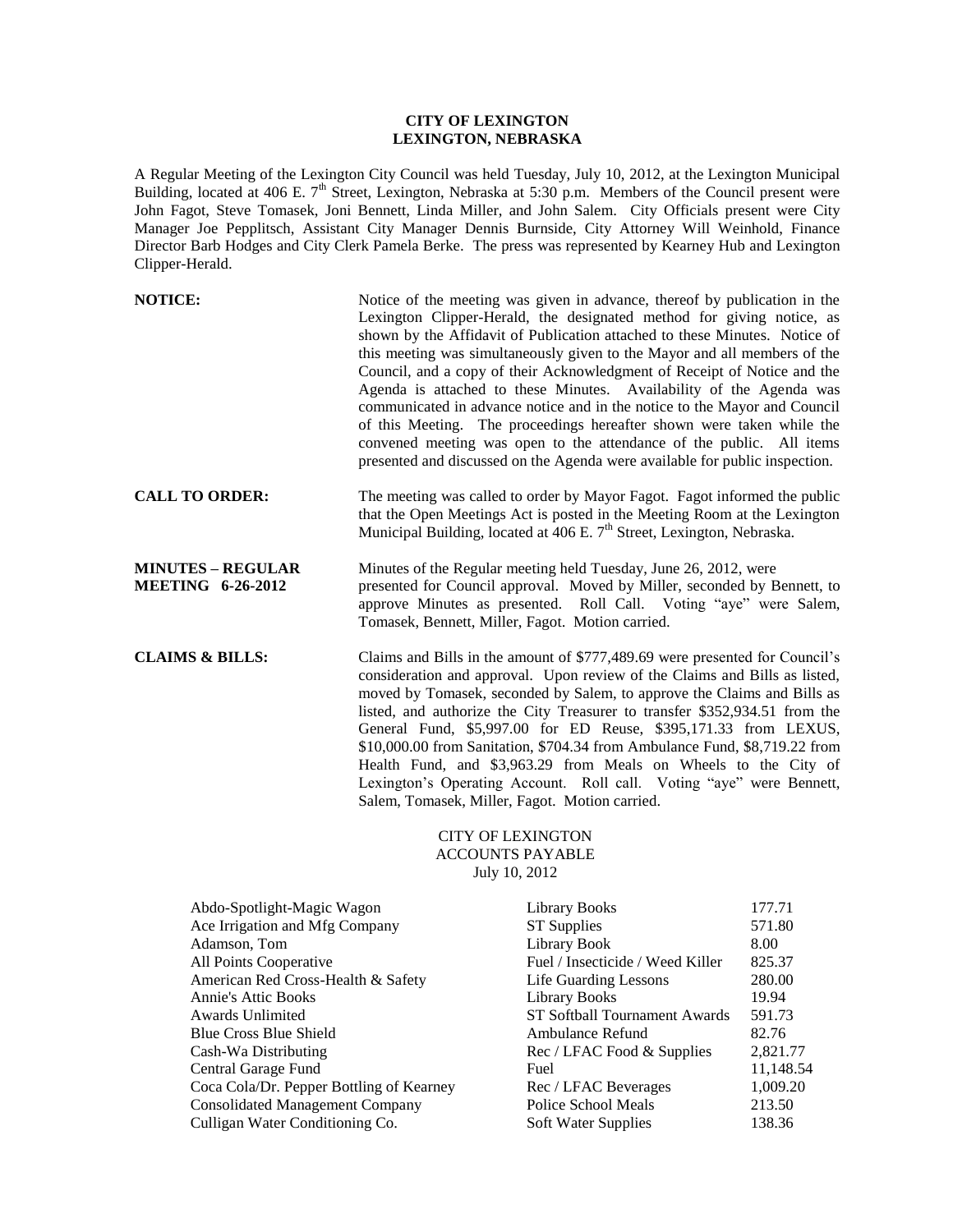# CITY OF LEXINGTON
## LEXINGTON, NEBRASKA

A Regular Meeting of the Lexington City Council was held Tuesday, July 10, 2012, at the Lexington Municipal Building, located at 406 E. 7th Street, Lexington, Nebraska at 5:30 p.m. Members of the Council present were John Fagot, Steve Tomasek, Joni Bennett, Linda Miller, and John Salem. City Officials present were City Manager Joe Pepplitsch, Assistant City Manager Dennis Burnside, City Attorney Will Weinhold, Finance Director Barb Hodges and City Clerk Pamela Berke. The press was represented by Kearney Hub and Lexington Clipper-Herald.

**NOTICE:** Notice of the meeting was given in advance, thereof by publication in the Lexington Clipper-Herald, the designated method for giving notice, as shown by the Affidavit of Publication attached to these Minutes. Notice of this meeting was simultaneously given to the Mayor and all members of the Council, and a copy of their Acknowledgment of Receipt of Notice and the Agenda is attached to these Minutes. Availability of the Agenda was communicated in advance notice and in the notice to the Mayor and Council of this Meeting. The proceedings hereafter shown were taken while the convened meeting was open to the attendance of the public. All items presented and discussed on the Agenda were available for public inspection.

**CALL TO ORDER:** The meeting was called to order by Mayor Fagot. Fagot informed the public that the Open Meetings Act is posted in the Meeting Room at the Lexington Municipal Building, located at 406 E. 7th Street, Lexington, Nebraska.

**MINUTES – REGULAR MEETING 6-26-2012** Minutes of the Regular meeting held Tuesday, June 26, 2012, were presented for Council approval. Moved by Miller, seconded by Bennett, to approve Minutes as presented. Roll Call. Voting "aye" were Salem, Tomasek, Bennett, Miller, Fagot. Motion carried.

**CLAIMS & BILLS:** Claims and Bills in the amount of $777,489.69 were presented for Council's consideration and approval. Upon review of the Claims and Bills as listed, moved by Tomasek, seconded by Salem, to approve the Claims and Bills as listed, and authorize the City Treasurer to transfer $352,934.51 from the General Fund, $5,997.00 for ED Reuse, $395,171.33 from LEXUS, $10,000.00 from Sanitation, $704.34 from Ambulance Fund, $8,719.22 from Health Fund, and $3,963.29 from Meals on Wheels to the City of Lexington's Operating Account. Roll call. Voting "aye" were Bennett, Salem, Tomasek, Miller, Fagot. Motion carried.

CITY OF LEXINGTON
ACCOUNTS PAYABLE
July 10, 2012

| | | |
|---|---|---|
| Abdo-Spotlight-Magic Wagon | Library Books | 177.71 |
| Ace Irrigation and Mfg Company | ST Supplies | 571.80 |
| Adamson, Tom | Library Book | 8.00 |
| All Points Cooperative | Fuel / Insecticide / Weed Killer | 825.37 |
| American Red Cross-Health & Safety | Life Guarding Lessons | 280.00 |
| Annie's Attic Books | Library Books | 19.94 |
| Awards Unlimited | ST Softball Tournament Awards | 591.73 |
| Blue Cross Blue Shield | Ambulance Refund | 82.76 |
| Cash-Wa Distributing | Rec / LFAC Food & Supplies | 2,821.77 |
| Central Garage Fund | Fuel | 11,148.54 |
| Coca Cola/Dr. Pepper Bottling of Kearney | Rec / LFAC Beverages | 1,009.20 |
| Consolidated Management Company | Police School Meals | 213.50 |
| Culligan Water Conditioning Co. | Soft Water Supplies | 138.36 |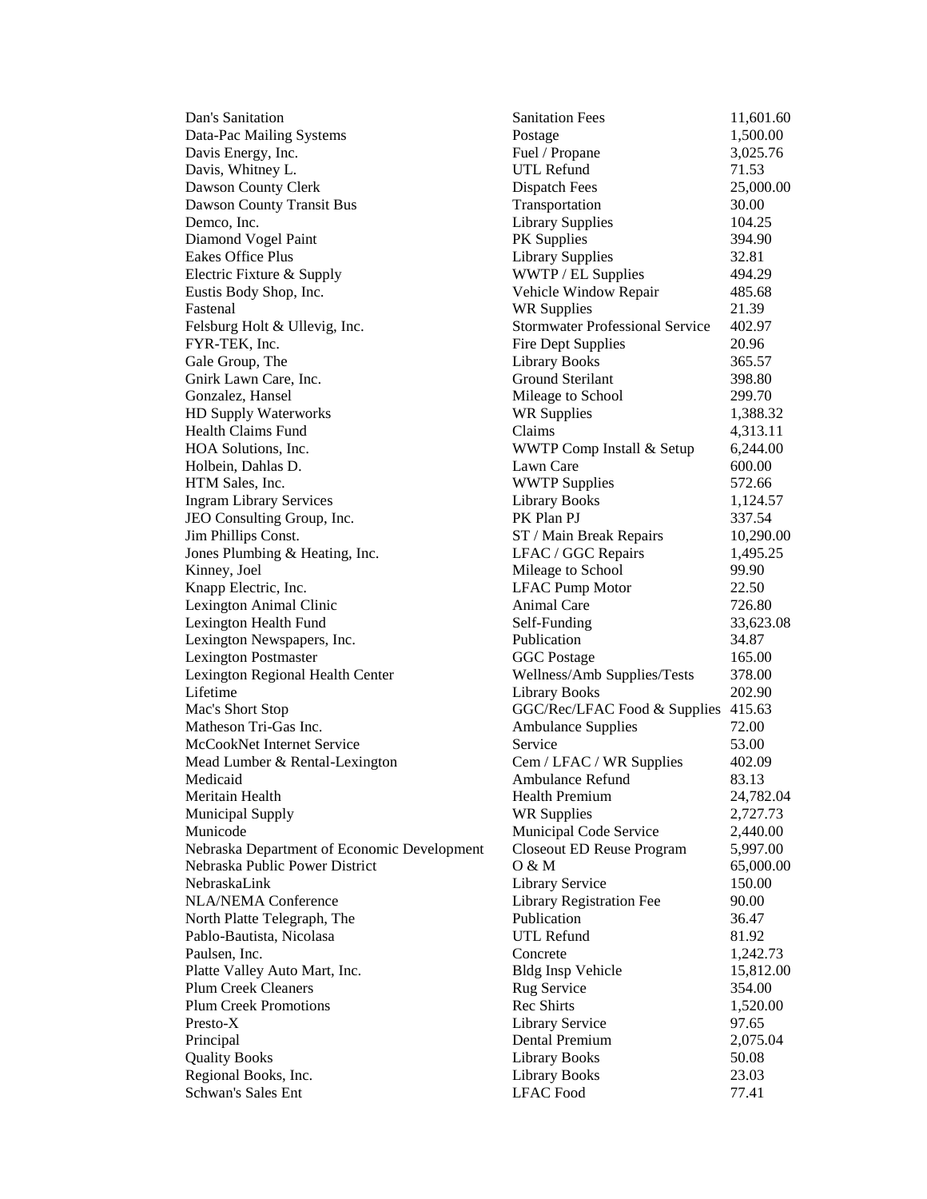| | | |
|---|---|---|
| Dan's Sanitation | Sanitation Fees | 11,601.60 |
| Data-Pac Mailing Systems | Postage | 1,500.00 |
| Davis Energy, Inc. | Fuel / Propane | 3,025.76 |
| Davis, Whitney L. | UTL Refund | 71.53 |
| Dawson County Clerk | Dispatch Fees | 25,000.00 |
| Dawson County Transit Bus | Transportation | 30.00 |
| Demco, Inc. | Library Supplies | 104.25 |
| Diamond Vogel Paint | PK Supplies | 394.90 |
| Eakes Office Plus | Library Supplies | 32.81 |
| Electric Fixture & Supply | WWTP / EL Supplies | 494.29 |
| Eustis Body Shop, Inc. | Vehicle Window Repair | 485.68 |
| Fastenal | WR Supplies | 21.39 |
| Felsburg Holt & Ullevig, Inc. | Stormwater Professional Service | 402.97 |
| FYR-TEK, Inc. | Fire Dept Supplies | 20.96 |
| Gale Group, The | Library Books | 365.57 |
| Gnirk Lawn Care, Inc. | Ground Sterilant | 398.80 |
| Gonzalez, Hansel | Mileage to School | 299.70 |
| HD Supply Waterworks | WR Supplies | 1,388.32 |
| Health Claims Fund | Claims | 4,313.11 |
| HOA Solutions, Inc. | WWTP Comp Install & Setup | 6,244.00 |
| Holbein, Dahlas D. | Lawn Care | 600.00 |
| HTM Sales, Inc. | WWTP Supplies | 572.66 |
| Ingram Library Services | Library Books | 1,124.57 |
| JEO Consulting Group, Inc. | PK Plan PJ | 337.54 |
| Jim Phillips Const. | ST / Main Break Repairs | 10,290.00 |
| Jones Plumbing & Heating, Inc. | LFAC / GGC Repairs | 1,495.25 |
| Kinney, Joel | Mileage to School | 99.90 |
| Knapp Electric, Inc. | LFAC Pump Motor | 22.50 |
| Lexington Animal Clinic | Animal Care | 726.80 |
| Lexington Health Fund | Self-Funding | 33,623.08 |
| Lexington Newspapers, Inc. | Publication | 34.87 |
| Lexington Postmaster | GGC Postage | 165.00 |
| Lexington Regional Health Center | Wellness/Amb Supplies/Tests | 378.00 |
| Lifetime | Library Books | 202.90 |
| Mac's Short Stop | GGC/Rec/LFAC Food & Supplies | 415.63 |
| Matheson Tri-Gas Inc. | Ambulance Supplies | 72.00 |
| McCookNet Internet Service | Service | 53.00 |
| Mead Lumber & Rental-Lexington | Cem / LFAC / WR Supplies | 402.09 |
| Medicaid | Ambulance Refund | 83.13 |
| Meritain Health | Health Premium | 24,782.04 |
| Municipal Supply | WR Supplies | 2,727.73 |
| Municode | Municipal Code Service | 2,440.00 |
| Nebraska Department of Economic Development | Closeout ED Reuse Program | 5,997.00 |
| Nebraska Public Power District | O & M | 65,000.00 |
| NebraskaLink | Library Service | 150.00 |
| NLA/NEMA Conference | Library Registration Fee | 90.00 |
| North Platte Telegraph, The | Publication | 36.47 |
| Pablo-Bautista, Nicolasa | UTL Refund | 81.92 |
| Paulsen, Inc. | Concrete | 1,242.73 |
| Platte Valley Auto Mart, Inc. | Bldg Insp Vehicle | 15,812.00 |
| Plum Creek Cleaners | Rug Service | 354.00 |
| Plum Creek Promotions | Rec Shirts | 1,520.00 |
| Presto-X | Library Service | 97.65 |
| Principal | Dental Premium | 2,075.04 |
| Quality Books | Library Books | 50.08 |
| Regional Books, Inc. | Library Books | 23.03 |
| Schwan's Sales Ent | LFAC Food | 77.41 |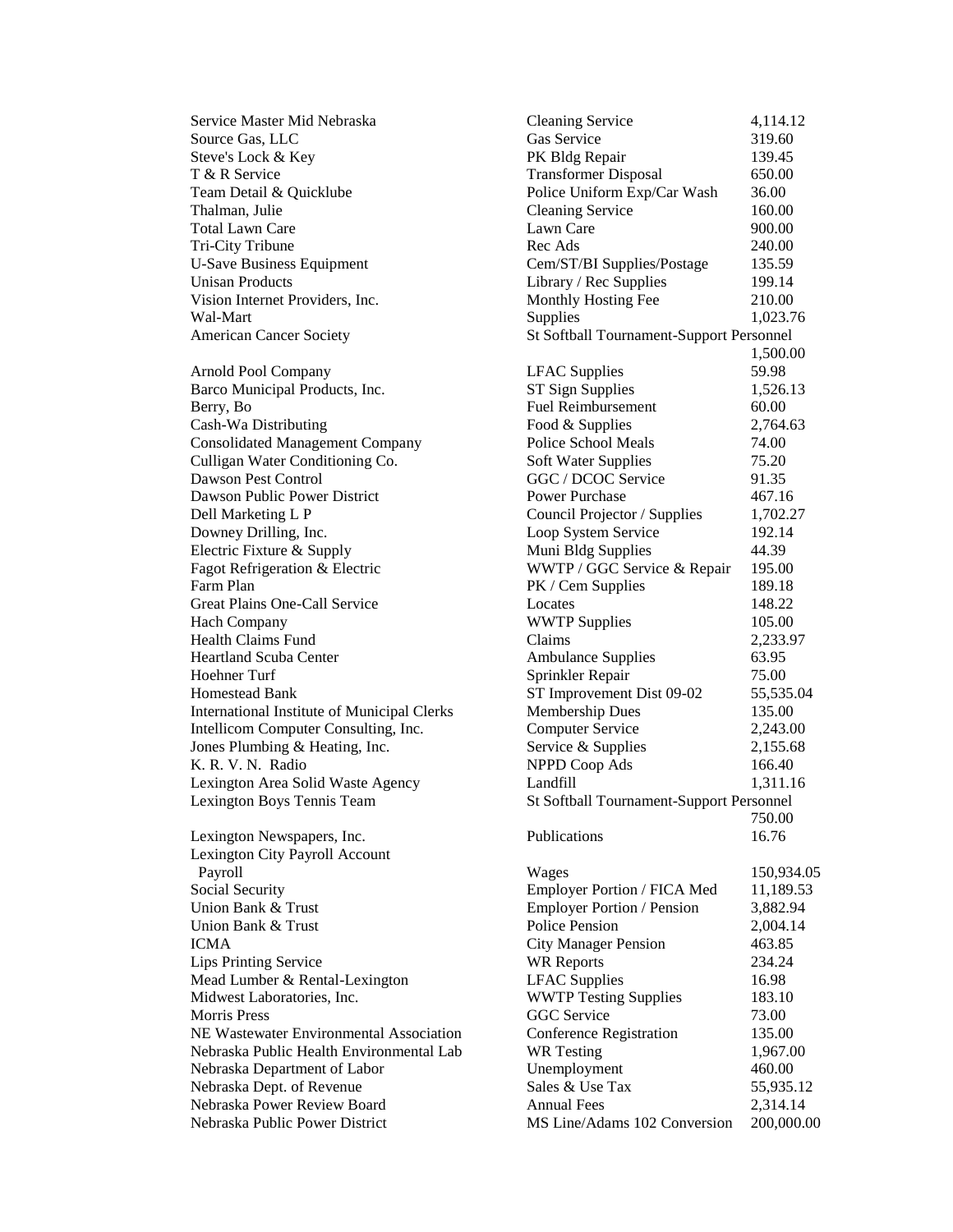| Vendor | Description | Amount |
|---|---|---|
| Service Master Mid Nebraska | Cleaning Service | 4,114.12 |
| Source Gas, LLC | Gas Service | 319.60 |
| Steve's Lock & Key | PK Bldg Repair | 139.45 |
| T & R Service | Transformer Disposal | 650.00 |
| Team Detail & Quicklube | Police Uniform Exp/Car Wash | 36.00 |
| Thalman, Julie | Cleaning Service | 160.00 |
| Total Lawn Care | Lawn Care | 900.00 |
| Tri-City Tribune | Rec Ads | 240.00 |
| U-Save Business Equipment | Cem/ST/BI Supplies/Postage | 135.59 |
| Unisan Products | Library / Rec Supplies | 199.14 |
| Vision Internet Providers, Inc. | Monthly Hosting Fee | 210.00 |
| Wal-Mart | Supplies | 1,023.76 |
| American Cancer Society | St Softball Tournament-Support Personnel | 1,500.00 |
| Arnold Pool Company | LFAC Supplies | 59.98 |
| Barco Municipal Products, Inc. | ST Sign Supplies | 1,526.13 |
| Berry, Bo | Fuel Reimbursement | 60.00 |
| Cash-Wa Distributing | Food & Supplies | 2,764.63 |
| Consolidated Management Company | Police School Meals | 74.00 |
| Culligan Water Conditioning Co. | Soft Water Supplies | 75.20 |
| Dawson Pest Control | GGC / DCOC Service | 91.35 |
| Dawson Public Power District | Power Purchase | 467.16 |
| Dell Marketing L P | Council Projector / Supplies | 1,702.27 |
| Downey Drilling, Inc. | Loop System Service | 192.14 |
| Electric Fixture & Supply | Muni Bldg Supplies | 44.39 |
| Fagot Refrigeration & Electric | WWTP / GGC Service & Repair | 195.00 |
| Farm Plan | PK / Cem Supplies | 189.18 |
| Great Plains One-Call Service | Locates | 148.22 |
| Hach Company | WWTP Supplies | 105.00 |
| Health Claims Fund | Claims | 2,233.97 |
| Heartland Scuba Center | Ambulance Supplies | 63.95 |
| Hoehner Turf | Sprinkler Repair | 75.00 |
| Homestead Bank | ST Improvement Dist 09-02 | 55,535.04 |
| International Institute of Municipal Clerks | Membership Dues | 135.00 |
| Intellicom Computer Consulting, Inc. | Computer Service | 2,243.00 |
| Jones Plumbing & Heating, Inc. | Service & Supplies | 2,155.68 |
| K. R. V. N. Radio | NPPD Coop Ads | 166.40 |
| Lexington Area Solid Waste Agency | Landfill | 1,311.16 |
| Lexington Boys Tennis Team | St Softball Tournament-Support Personnel | 750.00 |
| Lexington Newspapers, Inc. | Publications | 16.76 |
| Lexington City Payroll Account | | |
| Payroll | Wages | 150,934.05 |
| Social Security | Employer Portion / FICA Med | 11,189.53 |
| Union Bank & Trust | Employer Portion / Pension | 3,882.94 |
| Union Bank & Trust | Police Pension | 2,004.14 |
| ICMA | City Manager Pension | 463.85 |
| Lips Printing Service | WR Reports | 234.24 |
| Mead Lumber & Rental-Lexington | LFAC Supplies | 16.98 |
| Midwest Laboratories, Inc. | WWTP Testing Supplies | 183.10 |
| Morris Press | GGC Service | 73.00 |
| NE Wastewater Environmental Association | Conference Registration | 135.00 |
| Nebraska Public Health Environmental Lab | WR Testing | 1,967.00 |
| Nebraska Department of Labor | Unemployment | 460.00 |
| Nebraska Dept. of Revenue | Sales & Use Tax | 55,935.12 |
| Nebraska Power Review Board | Annual Fees | 2,314.14 |
| Nebraska Public Power District | MS Line/Adams 102 Conversion | 200,000.00 |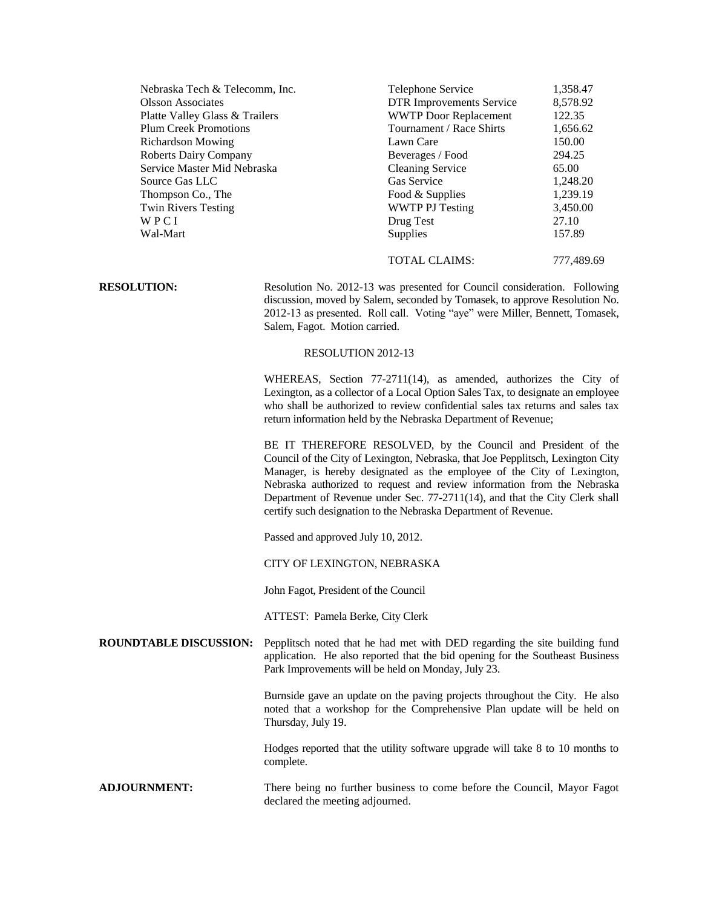| | | |
|---|---|---|
| Nebraska Tech & Telecomm, Inc. | Telephone Service | 1,358.47 |
| Olsson Associates | DTR Improvements Service | 8,578.92 |
| Platte Valley Glass & Trailers | WWTP Door Replacement | 122.35 |
| Plum Creek Promotions | Tournament / Race Shirts | 1,656.62 |
| Richardson Mowing | Lawn Care | 150.00 |
| Roberts Dairy Company | Beverages / Food | 294.25 |
| Service Master Mid Nebraska | Cleaning Service | 65.00 |
| Source Gas LLC | Gas Service | 1,248.20 |
| Thompson Co., The | Food & Supplies | 1,239.19 |
| Twin Rivers Testing | WWTP PJ Testing | 3,450.00 |
| W P C I | Drug Test | 27.10 |
| Wal-Mart | Supplies | 157.89 |
| | TOTAL CLAIMS: | 777,489.69 |

**RESOLUTION:** Resolution No. 2012-13 was presented for Council consideration. Following discussion, moved by Salem, seconded by Tomasek, to approve Resolution No. 2012-13 as presented. Roll call. Voting "aye" were Miller, Bennett, Tomasek, Salem, Fagot. Motion carried.

RESOLUTION 2012-13

WHEREAS, Section 77-2711(14), as amended, authorizes the City of Lexington, as a collector of a Local Option Sales Tax, to designate an employee who shall be authorized to review confidential sales tax returns and sales tax return information held by the Nebraska Department of Revenue;

BE IT THEREFORE RESOLVED, by the Council and President of the Council of the City of Lexington, Nebraska, that Joe Pepplitsch, Lexington City Manager, is hereby designated as the employee of the City of Lexington, Nebraska authorized to request and review information from the Nebraska Department of Revenue under Sec. 77-2711(14), and that the City Clerk shall certify such designation to the Nebraska Department of Revenue.

Passed and approved July 10, 2012.

CITY OF LEXINGTON, NEBRASKA

John Fagot, President of the Council

ATTEST: Pamela Berke, City Clerk

**ROUNDTABLE DISCUSSION:** Pepplitsch noted that he had met with DED regarding the site building fund application. He also reported that the bid opening for the Southeast Business Park Improvements will be held on Monday, July 23.

Burnside gave an update on the paving projects throughout the City. He also noted that a workshop for the Comprehensive Plan update will be held on Thursday, July 19.

Hodges reported that the utility software upgrade will take 8 to 10 months to complete.

**ADJOURNMENT:** There being no further business to come before the Council, Mayor Fagot declared the meeting adjourned.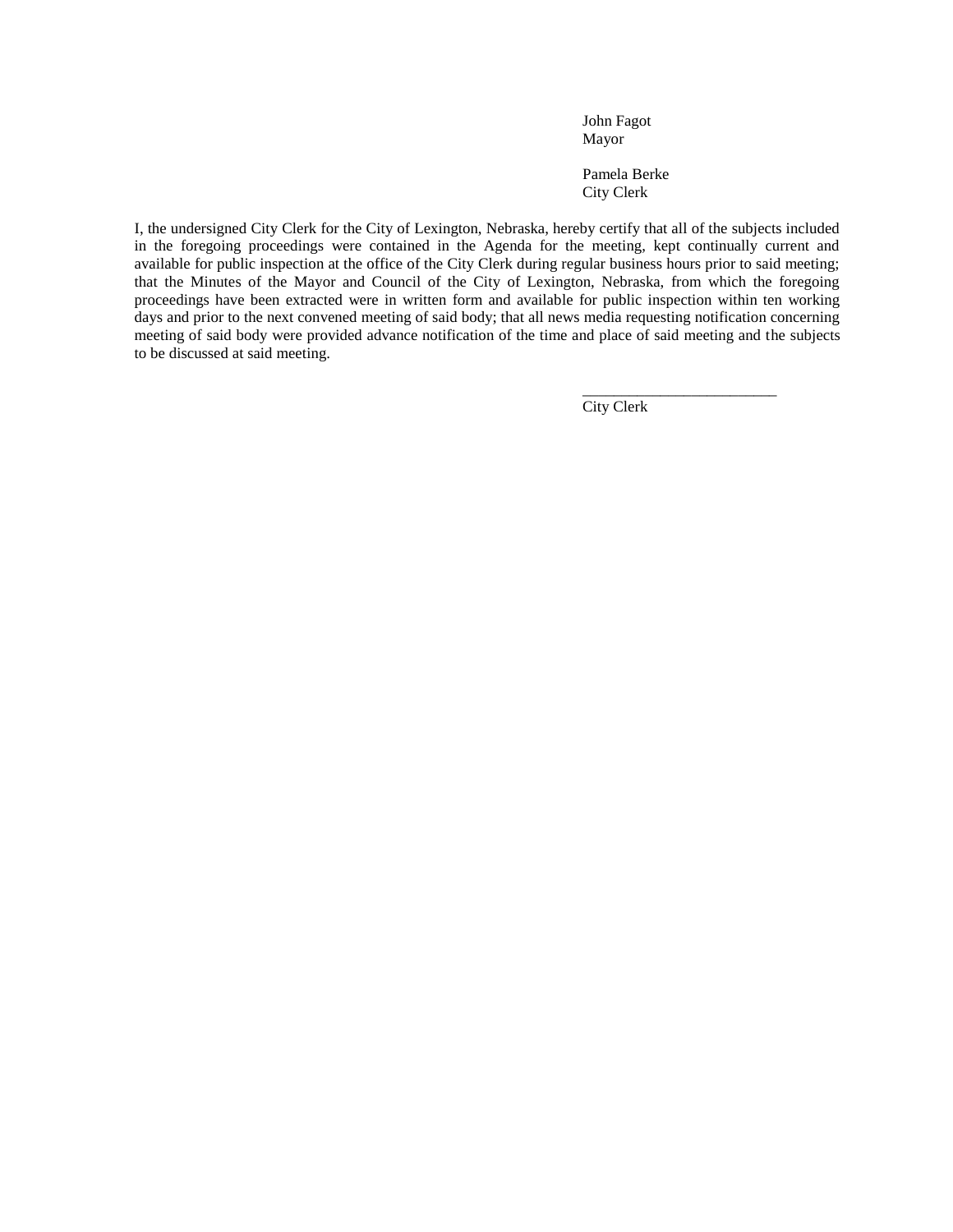John Fagot
Mayor

Pamela Berke
City Clerk

I, the undersigned City Clerk for the City of Lexington, Nebraska, hereby certify that all of the subjects included in the foregoing proceedings were contained in the Agenda for the meeting, kept continually current and available for public inspection at the office of the City Clerk during regular business hours prior to said meeting; that the Minutes of the Mayor and Council of the City of Lexington, Nebraska, from which the foregoing proceedings have been extracted were in written form and available for public inspection within ten working days and prior to the next convened meeting of said body; that all news media requesting notification concerning meeting of said body were provided advance notification of the time and place of said meeting and the subjects to be discussed at said meeting.

_________________________
City Clerk